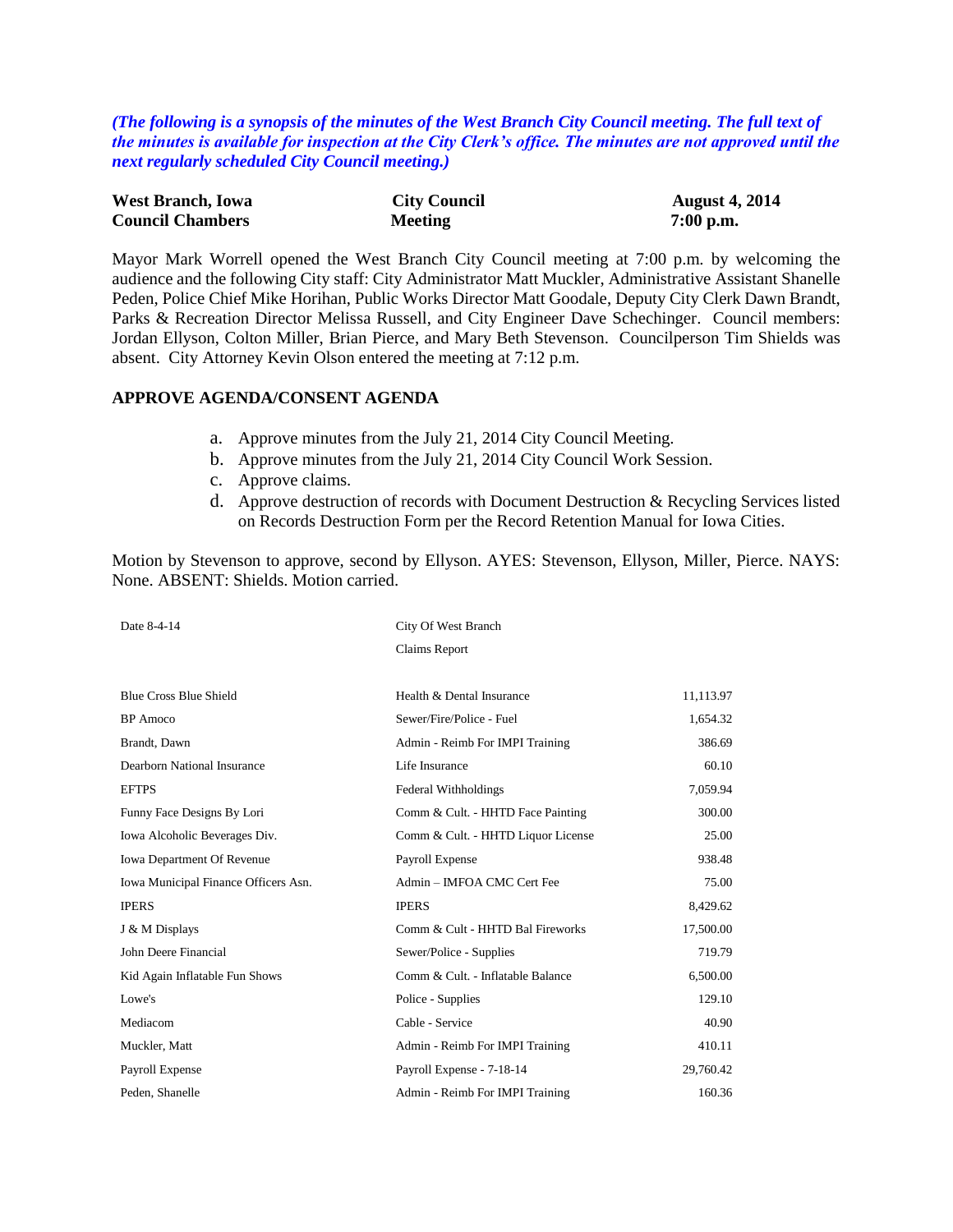*(The following is a synopsis of the minutes of the West Branch City Council meeting. The full text of the minutes is available for inspection at the City Clerk's office. The minutes are not approved until the next regularly scheduled City Council meeting.)*

| **West Branch, Iowa** | **City Council** | **August 4, 2014** |
|---|---|---|
| **Council Chambers** | **Meeting** | **7:00 p.m.** |

Mayor Mark Worrell opened the West Branch City Council meeting at 7:00 p.m. by welcoming the audience and the following City staff: City Administrator Matt Muckler, Administrative Assistant Shanelle Peden, Police Chief Mike Horihan, Public Works Director Matt Goodale, Deputy City Clerk Dawn Brandt, Parks & Recreation Director Melissa Russell, and City Engineer Dave Schechinger. Council members: Jordan Ellyson, Colton Miller, Brian Pierce, and Mary Beth Stevenson. Councilperson Tim Shields was absent. City Attorney Kevin Olson entered the meeting at 7:12 p.m.

## APPROVE AGENDA/CONSENT AGENDA

a. Approve minutes from the July 21, 2014 City Council Meeting.
b. Approve minutes from the July 21, 2014 City Council Work Session.
c. Approve claims.
d. Approve destruction of records with Document Destruction & Recycling Services listed on Records Destruction Form per the Record Retention Manual for Iowa Cities.

Motion by Stevenson to approve, second by Ellyson. AYES: Stevenson, Ellyson, Miller, Pierce. NAYS: None. ABSENT: Shields. Motion carried.

| Date 8-4-14 | City Of West Branch<br>Claims Report | |
|---|---|---|
| Blue Cross Blue Shield | Health & Dental Insurance | 11,113.97 |
| BP Amoco | Sewer/Fire/Police - Fuel | 1,654.32 |
| Brandt, Dawn | Admin - Reimb For IMPI Training | 386.69 |
| Dearborn National Insurance | Life Insurance | 60.10 |
| EFTPS | Federal Withholdings | 7,059.94 |
| Funny Face Designs By Lori | Comm & Cult. - HHTD Face Painting | 300.00 |
| Iowa Alcoholic Beverages Div. | Comm & Cult. - HHTD Liquor License | 25.00 |
| Iowa Department Of Revenue | Payroll Expense | 938.48 |
| Iowa Municipal Finance Officers Asn. | Admin – IMFOA CMC Cert Fee | 75.00 |
| IPERS | IPERS | 8,429.62 |
| J & M Displays | Comm & Cult - HHTD Bal Fireworks | 17,500.00 |
| John Deere Financial | Sewer/Police - Supplies | 719.79 |
| Kid Again Inflatable Fun Shows | Comm & Cult. - Inflatable Balance | 6,500.00 |
| Lowe's | Police - Supplies | 129.10 |
| Mediacom | Cable - Service | 40.90 |
| Muckler, Matt | Admin - Reimb For IMPI Training | 410.11 |
| Payroll Expense | Payroll Expense - 7-18-14 | 29,760.42 |
| Peden, Shanelle | Admin - Reimb For IMPI Training | 160.36 |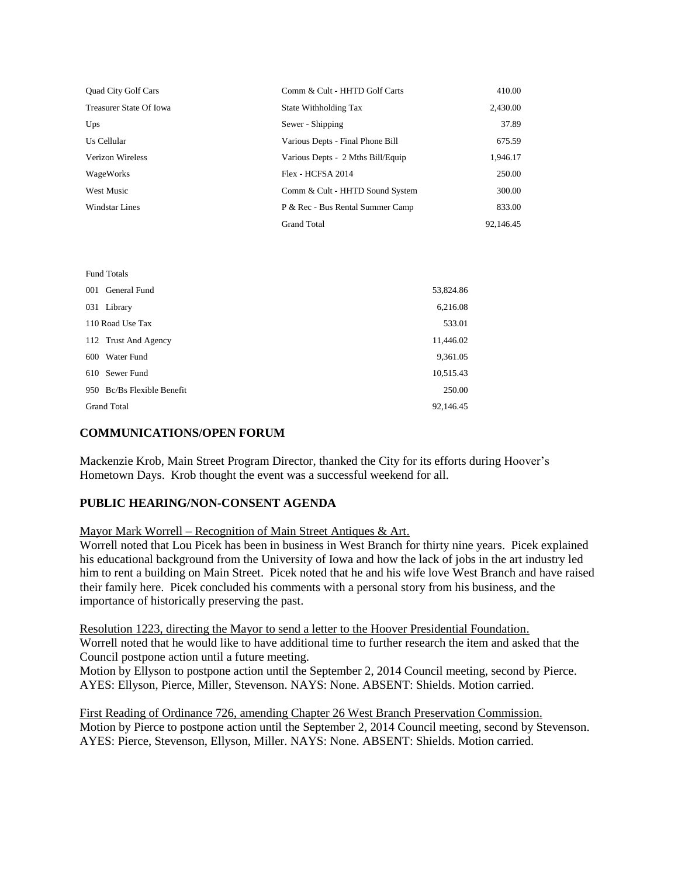| | | |
|---|---|---|
| Quad City Golf Cars | Comm & Cult - HHTD Golf Carts | 410.00 |
| Treasurer State Of Iowa | State Withholding Tax | 2,430.00 |
| Ups | Sewer - Shipping | 37.89 |
| Us Cellular | Various Depts - Final Phone Bill | 675.59 |
| Verizon Wireless | Various Depts - 2 Mths Bill/Equip | 1,946.17 |
| WageWorks | Flex - HCFSA 2014 | 250.00 |
| West Music | Comm & Cult - HHTD Sound System | 300.00 |
| Windstar Lines | P & Rec - Bus Rental Summer Camp | 833.00 |
| | Grand Total | 92,146.45 |

| Fund Totals | |
|---|---|
| 001 General Fund | 53,824.86 |
| 031 Library | 6,216.08 |
| 110 Road Use Tax | 533.01 |
| 112 Trust And Agency | 11,446.02 |
| 600 Water Fund | 9,361.05 |
| 610 Sewer Fund | 10,515.43 |
| 950 Bc/Bs Flexible Benefit | 250.00 |
| Grand Total | 92,146.45 |

## COMMUNICATIONS/OPEN FORUM

Mackenzie Krob, Main Street Program Director, thanked the City for its efforts during Hoover's Hometown Days. Krob thought the event was a successful weekend for all.

## PUBLIC HEARING/NON-CONSENT AGENDA

Mayor Mark Worrell – Recognition of Main Street Antiques & Art.
Worrell noted that Lou Picek has been in business in West Branch for thirty nine years. Picek explained his educational background from the University of Iowa and how the lack of jobs in the art industry led him to rent a building on Main Street. Picek noted that he and his wife love West Branch and have raised their family here. Picek concluded his comments with a personal story from his business, and the importance of historically preserving the past.

Resolution 1223, directing the Mayor to send a letter to the Hoover Presidential Foundation.
Worrell noted that he would like to have additional time to further research the item and asked that the Council postpone action until a future meeting.
Motion by Ellyson to postpone action until the September 2, 2014 Council meeting, second by Pierce. AYES: Ellyson, Pierce, Miller, Stevenson. NAYS: None. ABSENT: Shields. Motion carried.

First Reading of Ordinance 726, amending Chapter 26 West Branch Preservation Commission.
Motion by Pierce to postpone action until the September 2, 2014 Council meeting, second by Stevenson. AYES: Pierce, Stevenson, Ellyson, Miller. NAYS: None. ABSENT: Shields. Motion carried.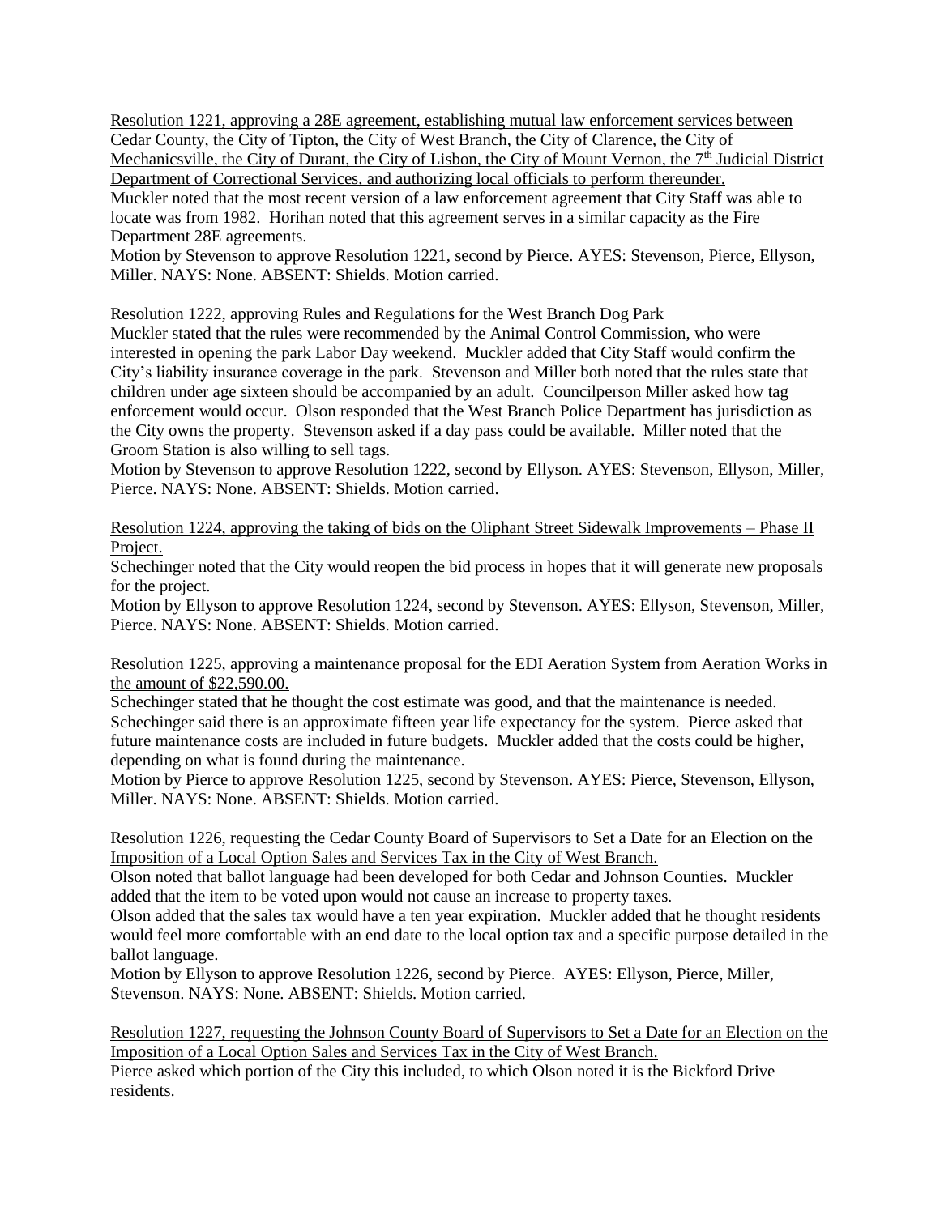Resolution 1221, approving a 28E agreement, establishing mutual law enforcement services between Cedar County, the City of Tipton, the City of West Branch, the City of Clarence, the City of Mechanicsville, the City of Durant, the City of Lisbon, the City of Mount Vernon, the 7th Judicial District Department of Correctional Services, and authorizing local officials to perform thereunder.

Muckler noted that the most recent version of a law enforcement agreement that City Staff was able to locate was from 1982. Horihan noted that this agreement serves in a similar capacity as the Fire Department 28E agreements.

Motion by Stevenson to approve Resolution 1221, second by Pierce. AYES: Stevenson, Pierce, Ellyson, Miller. NAYS: None. ABSENT: Shields. Motion carried.

Resolution 1222, approving Rules and Regulations for the West Branch Dog Park

Muckler stated that the rules were recommended by the Animal Control Commission, who were interested in opening the park Labor Day weekend. Muckler added that City Staff would confirm the City's liability insurance coverage in the park. Stevenson and Miller both noted that the rules state that children under age sixteen should be accompanied by an adult. Councilperson Miller asked how tag enforcement would occur. Olson responded that the West Branch Police Department has jurisdiction as the City owns the property. Stevenson asked if a day pass could be available. Miller noted that the Groom Station is also willing to sell tags.

Motion by Stevenson to approve Resolution 1222, second by Ellyson. AYES: Stevenson, Ellyson, Miller, Pierce. NAYS: None. ABSENT: Shields. Motion carried.

Resolution 1224, approving the taking of bids on the Oliphant Street Sidewalk Improvements – Phase II Project.

Schechinger noted that the City would reopen the bid process in hopes that it will generate new proposals for the project.

Motion by Ellyson to approve Resolution 1224, second by Stevenson. AYES: Ellyson, Stevenson, Miller, Pierce. NAYS: None. ABSENT: Shields. Motion carried.

Resolution 1225, approving a maintenance proposal for the EDI Aeration System from Aeration Works in the amount of $22,590.00.

Schechinger stated that he thought the cost estimate was good, and that the maintenance is needed. Schechinger said there is an approximate fifteen year life expectancy for the system. Pierce asked that future maintenance costs are included in future budgets. Muckler added that the costs could be higher, depending on what is found during the maintenance.

Motion by Pierce to approve Resolution 1225, second by Stevenson. AYES: Pierce, Stevenson, Ellyson, Miller. NAYS: None. ABSENT: Shields. Motion carried.

Resolution 1226, requesting the Cedar County Board of Supervisors to Set a Date for an Election on the Imposition of a Local Option Sales and Services Tax in the City of West Branch.

Olson noted that ballot language had been developed for both Cedar and Johnson Counties. Muckler added that the item to be voted upon would not cause an increase to property taxes.

Olson added that the sales tax would have a ten year expiration. Muckler added that he thought residents would feel more comfortable with an end date to the local option tax and a specific purpose detailed in the ballot language.

Motion by Ellyson to approve Resolution 1226, second by Pierce. AYES: Ellyson, Pierce, Miller, Stevenson. NAYS: None. ABSENT: Shields. Motion carried.

Resolution 1227, requesting the Johnson County Board of Supervisors to Set a Date for an Election on the Imposition of a Local Option Sales and Services Tax in the City of West Branch.

Pierce asked which portion of the City this included, to which Olson noted it is the Bickford Drive residents.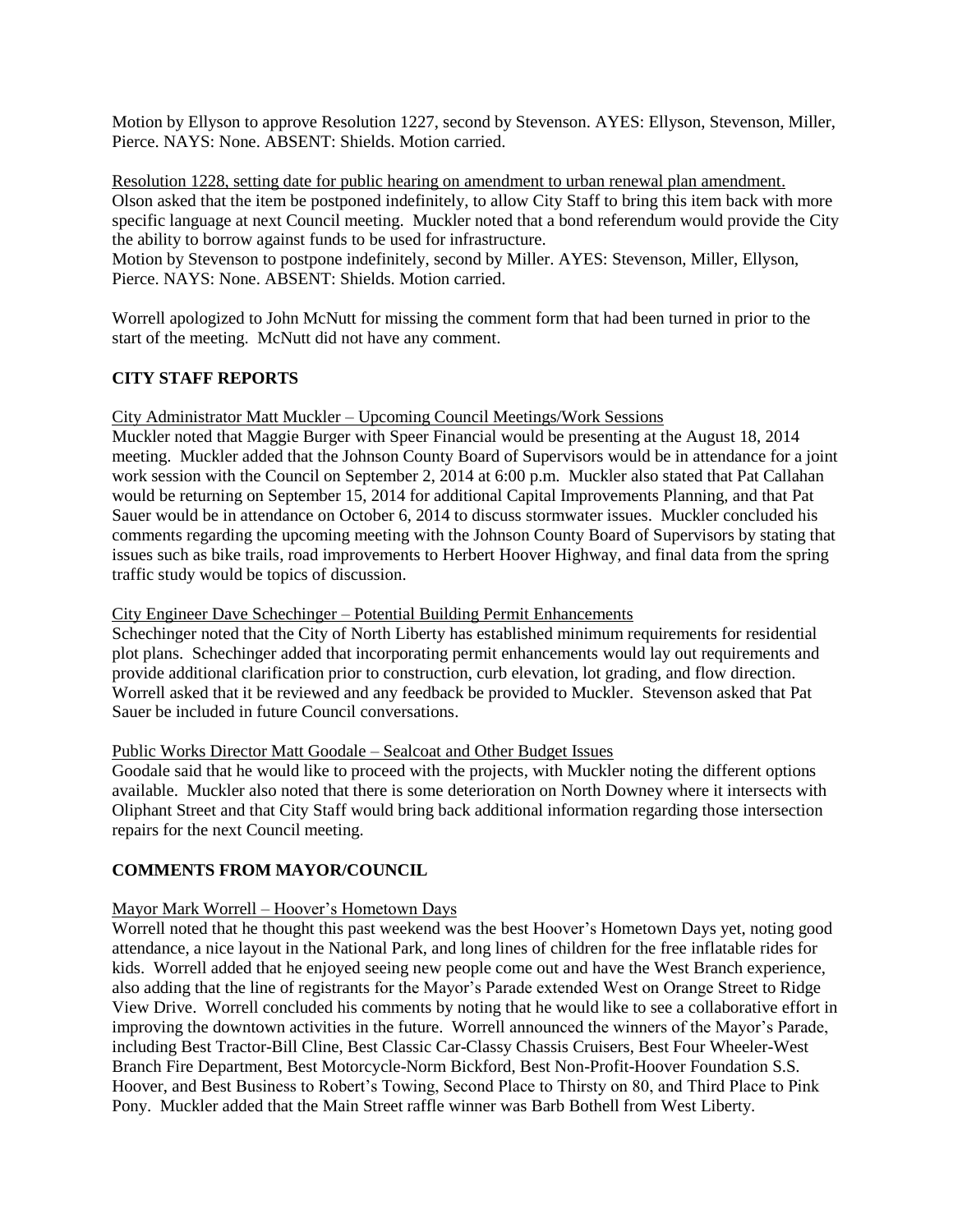Motion by Ellyson to approve Resolution 1227, second by Stevenson. AYES: Ellyson, Stevenson, Miller, Pierce. NAYS: None. ABSENT: Shields. Motion carried.

Resolution 1228, setting date for public hearing on amendment to urban renewal plan amendment.
Olson asked that the item be postponed indefinitely, to allow City Staff to bring this item back with more specific language at next Council meeting. Muckler noted that a bond referendum would provide the City the ability to borrow against funds to be used for infrastructure.
Motion by Stevenson to postpone indefinitely, second by Miller. AYES: Stevenson, Miller, Ellyson, Pierce. NAYS: None. ABSENT: Shields. Motion carried.

Worrell apologized to John McNutt for missing the comment form that had been turned in prior to the start of the meeting. McNutt did not have any comment.

## CITY STAFF REPORTS

City Administrator Matt Muckler – Upcoming Council Meetings/Work Sessions
Muckler noted that Maggie Burger with Speer Financial would be presenting at the August 18, 2014 meeting. Muckler added that the Johnson County Board of Supervisors would be in attendance for a joint work session with the Council on September 2, 2014 at 6:00 p.m. Muckler also stated that Pat Callahan would be returning on September 15, 2014 for additional Capital Improvements Planning, and that Pat Sauer would be in attendance on October 6, 2014 to discuss stormwater issues. Muckler concluded his comments regarding the upcoming meeting with the Johnson County Board of Supervisors by stating that issues such as bike trails, road improvements to Herbert Hoover Highway, and final data from the spring traffic study would be topics of discussion.

City Engineer Dave Schechinger – Potential Building Permit Enhancements
Schechinger noted that the City of North Liberty has established minimum requirements for residential plot plans. Schechinger added that incorporating permit enhancements would lay out requirements and provide additional clarification prior to construction, curb elevation, lot grading, and flow direction. Worrell asked that it be reviewed and any feedback be provided to Muckler. Stevenson asked that Pat Sauer be included in future Council conversations.

Public Works Director Matt Goodale – Sealcoat and Other Budget Issues
Goodale said that he would like to proceed with the projects, with Muckler noting the different options available. Muckler also noted that there is some deterioration on North Downey where it intersects with Oliphant Street and that City Staff would bring back additional information regarding those intersection repairs for the next Council meeting.

## COMMENTS FROM MAYOR/COUNCIL

Mayor Mark Worrell – Hoover's Hometown Days
Worrell noted that he thought this past weekend was the best Hoover's Hometown Days yet, noting good attendance, a nice layout in the National Park, and long lines of children for the free inflatable rides for kids. Worrell added that he enjoyed seeing new people come out and have the West Branch experience, also adding that the line of registrants for the Mayor's Parade extended West on Orange Street to Ridge View Drive. Worrell concluded his comments by noting that he would like to see a collaborative effort in improving the downtown activities in the future. Worrell announced the winners of the Mayor's Parade, including Best Tractor-Bill Cline, Best Classic Car-Classy Chassis Cruisers, Best Four Wheeler-West Branch Fire Department, Best Motorcycle-Norm Bickford, Best Non-Profit-Hoover Foundation S.S. Hoover, and Best Business to Robert's Towing, Second Place to Thirsty on 80, and Third Place to Pink Pony. Muckler added that the Main Street raffle winner was Barb Bothell from West Liberty.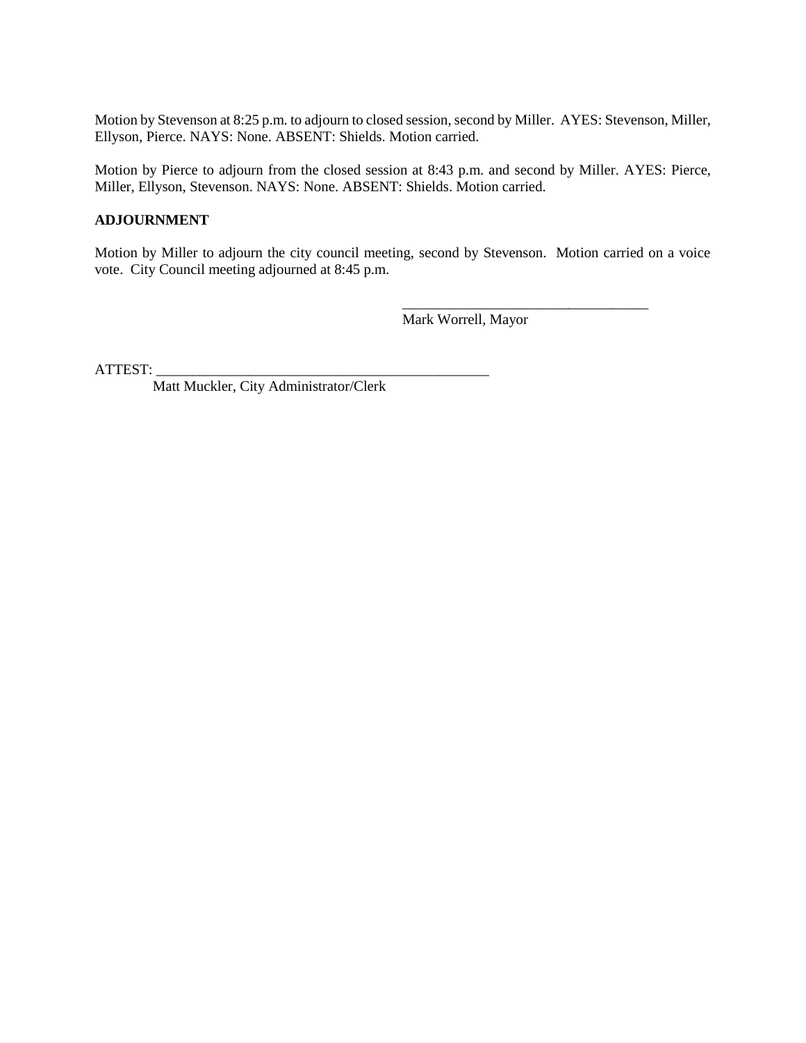Motion by Stevenson at 8:25 p.m. to adjourn to closed session, second by Miller. AYES: Stevenson, Miller, Ellyson, Pierce. NAYS: None. ABSENT: Shields. Motion carried.

Motion by Pierce to adjourn from the closed session at 8:43 p.m. and second by Miller. AYES: Pierce, Miller, Ellyson, Stevenson. NAYS: None. ABSENT: Shields. Motion carried.

**ADJOURNMENT**

Motion by Miller to adjourn the city council meeting, second by Stevenson. Motion carried on a voice vote. City Council meeting adjourned at 8:45 p.m.

\_\_\_\_\_\_\_\_\_\_\_\_\_\_\_\_\_\_\_\_\_\_\_\_\_\_\_\_\_\_\_\_\_\_
Mark Worrell, Mayor

ATTEST: \_\_\_\_\_\_\_\_\_\_\_\_\_\_\_\_\_\_\_\_\_\_\_\_\_\_\_\_\_\_\_\_\_\_\_\_\_\_\_\_\_\_\_\_\_\_\_
Matt Muckler, City Administrator/Clerk